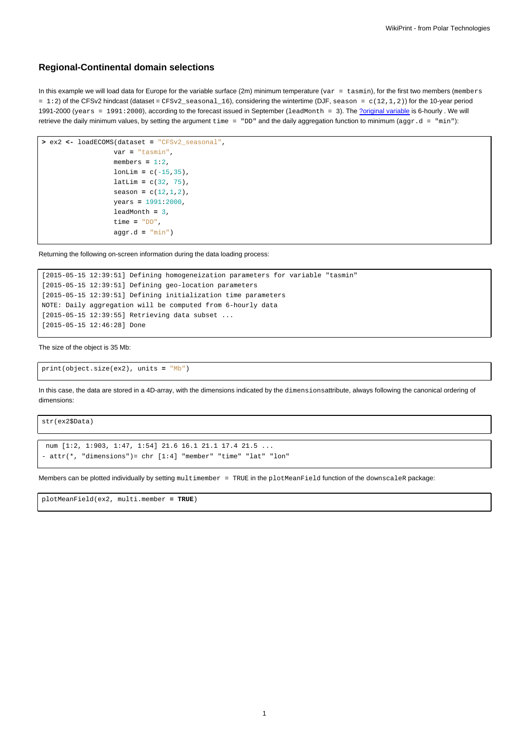### Regional-Continental domain selections

In this example we will load data for Europe for the variable surface (2m) minimum temperature (`var = tasmin`), for the first two members (`members = 1:2`) of the CFSv2 hindcast (dataset = `CFSv2_seasonal_16`), considering the wintertime (DJF, `season = c(12,1,2)`) for the 10-year period 1991-2000 (`years = 1991:2000`), according to the forecast issued in September (`leadMonth = 3`). The ?original variable is 6-hourly . We will retrieve the daily minimum values, by setting the argument `time = "DD"` and the daily aggregation function to minimum (`aggr.d = "min"`):

```
> ex2 <- loadECOMS(dataset = "CFSv2_seasonal",
                  var = "tasmin",
                  members = 1:2,
                  lonLim = c(-15,35),
                  latLim = c(32, 75),
                  season = c(12,1,2),
                  years = 1991:2000,
                  leadMonth = 3,
                  time = "DD",
                  aggr.d = "min")
```

Returning the following on-screen information during the data loading process:

```
[2015-05-15 12:39:51] Defining homogeneization parameters for variable "tasmin"
[2015-05-15 12:39:51] Defining geo-location parameters
[2015-05-15 12:39:51] Defining initialization time parameters
NOTE: Daily aggregation will be computed from 6-hourly data
[2015-05-15 12:39:55] Retrieving data subset ...
[2015-05-15 12:46:28] Done
```

The size of the object is 35 Mb:

```
print(object.size(ex2), units = "Mb")
```

In this case, the data are stored in a 4D-array, with the dimensions indicated by the `dimensions`attribute, always following the canonical ordering of dimensions:

```
str(ex2$Data)
```

```
 num [1:2, 1:903, 1:47, 1:54] 21.6 16.1 21.1 17.4 21.5 ...
- attr(*, "dimensions")= chr [1:4] "member" "time" "lat" "lon"
```

Members can be plotted individually by setting `multimember = TRUE` in the `plotMeanField` function of the `downscaleR` package:

```
plotMeanField(ex2, multi.member = TRUE)
```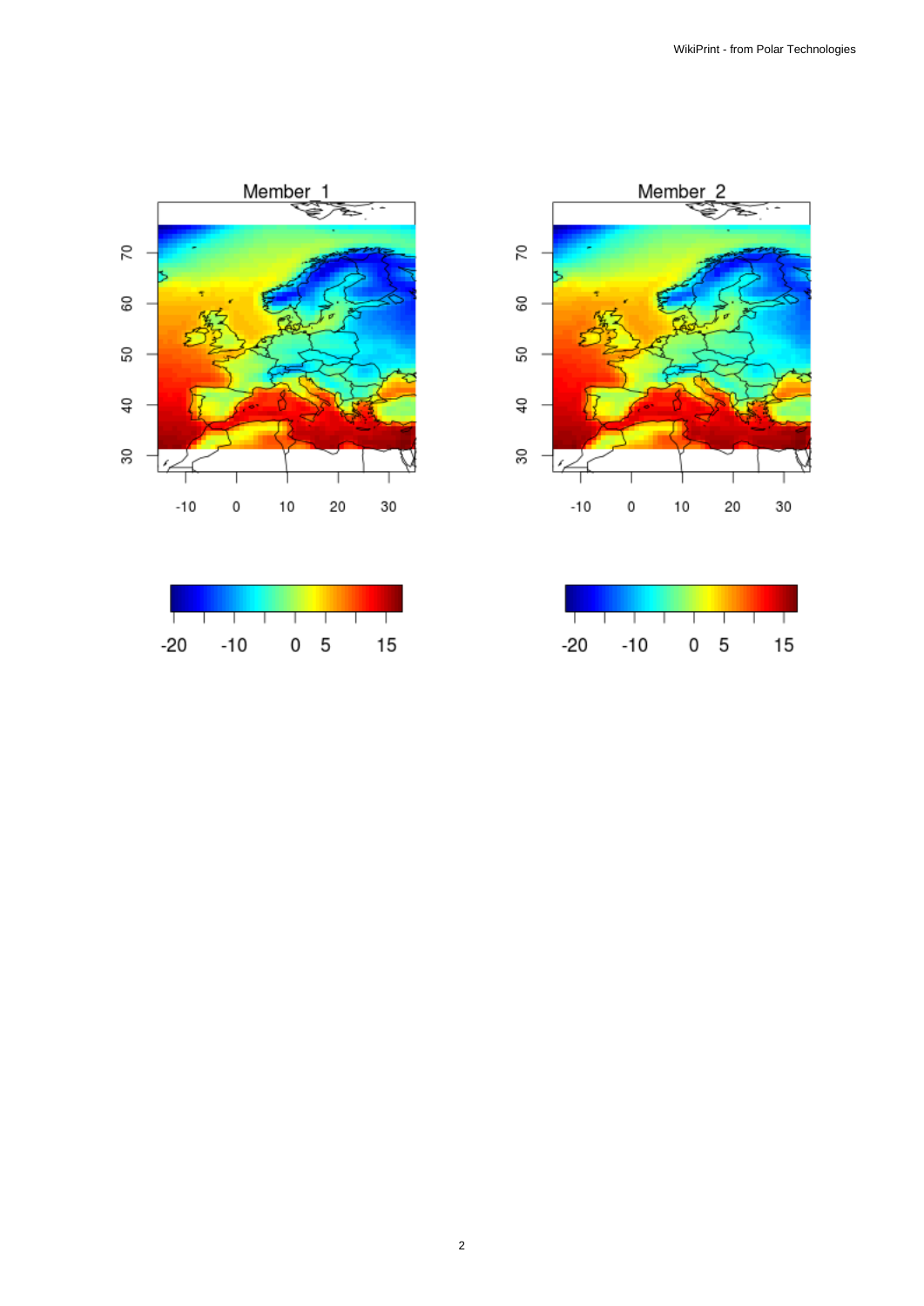Member 1

70
60
50
40
30

-10 0 10 20 30

-20 -10 0 5 15

Member 2

70
60
50
40
30

-10 0 10 20 30

-20 -10 0 5 15